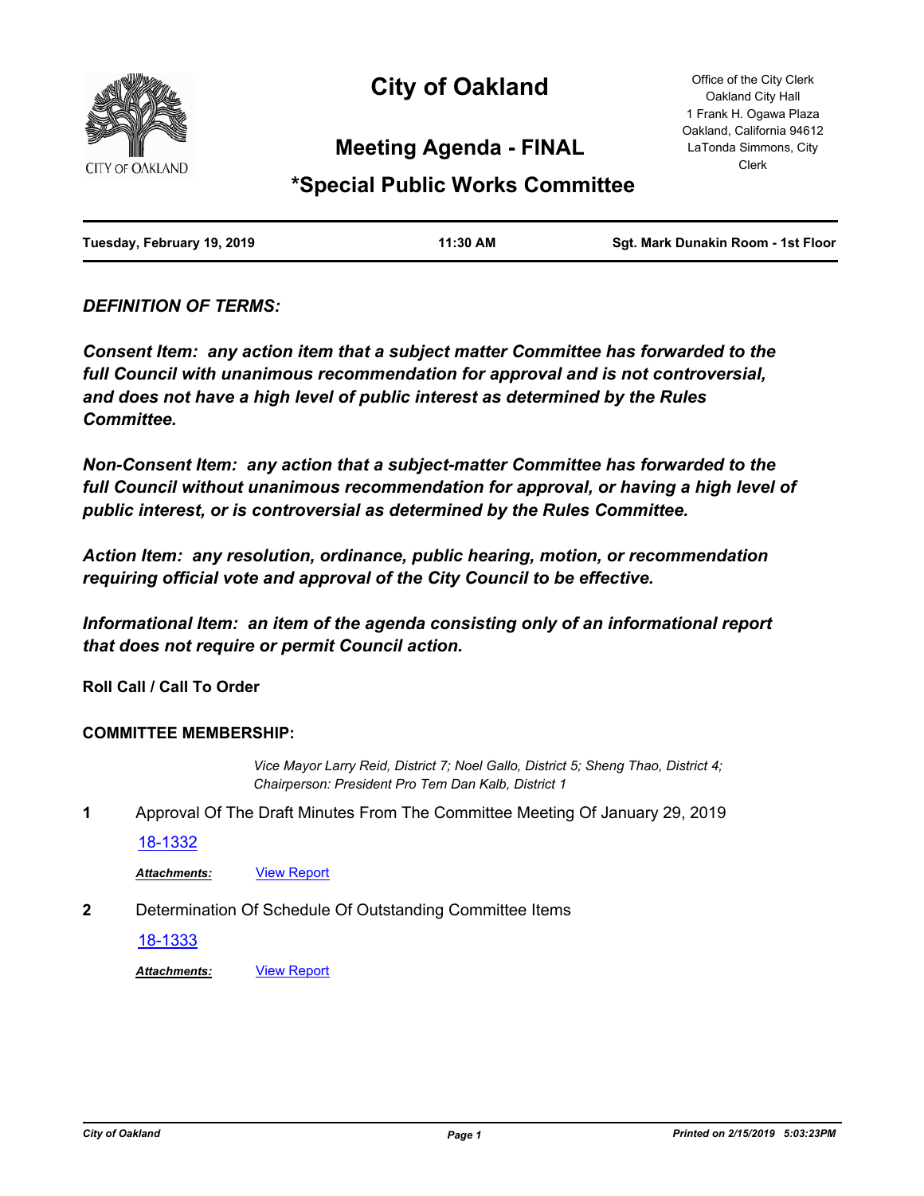# City of Oakland

## Meeting Agenda - FINAL

## *Special Public Works Committee

Office of the City Clerk
Oakland City Hall
1 Frank H. Ogawa Plaza
Oakland, California 94612
LaTonda Simmons, City Clerk

**Tuesday, February 19, 2019** | **11:30 AM** | **Sgt. Mark Dunakin Room - 1st Floor**

***DEFINITION OF TERMS:***

***Consent Item: any action item that a subject matter Committee has forwarded to the full Council with unanimous recommendation for approval and is not controversial, and does not have a high level of public interest as determined by the Rules Committee.***

***Non-Consent Item: any action that a subject-matter Committee has forwarded to the full Council without unanimous recommendation for approval, or having a high level of public interest, or is controversial as determined by the Rules Committee.***

***Action Item: any resolution, ordinance, public hearing, motion, or recommendation requiring official vote and approval of the City Council to be effective.***

***Informational Item: an item of the agenda consisting only of an informational report that does not require or permit Council action.***

**Roll Call / Call To Order**

**COMMITTEE MEMBERSHIP:**

*Vice Mayor Larry Reid, District 7; Noel Gallo, District 5; Sheng Thao, District 4; Chairperson: President Pro Tem Dan Kalb, District 1*

**1** Approval Of The Draft Minutes From The Committee Meeting Of January 29, 2019

18-1332

***Attachments:*** View Report

**2** Determination Of Schedule Of Outstanding Committee Items

18-1333

***Attachments:*** View Report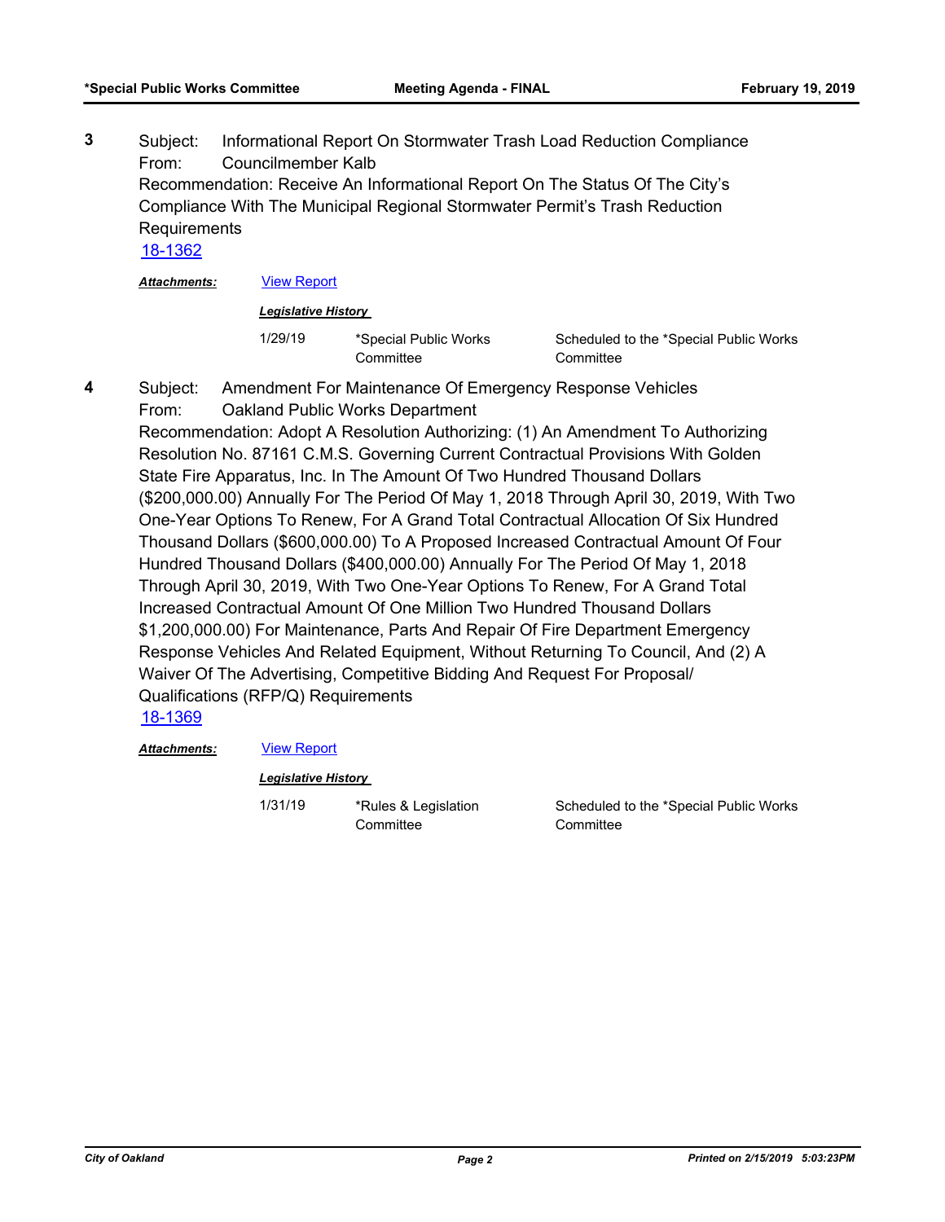**3** Subject: Informational Report On Stormwater Trash Load Reduction Compliance
From: Councilmember Kalb
Recommendation: Receive An Informational Report On The Status Of The City's Compliance With The Municipal Regional Stormwater Permit's Trash Reduction Requirements
18-1362

***Attachments:*** View Report

***Legislative History***

| | | |
|---|---|---|
| 1/29/19 | *Special Public Works Committee | Scheduled to the *Special Public Works Committee |

**4** Subject: Amendment For Maintenance Of Emergency Response Vehicles
From: Oakland Public Works Department
Recommendation: Adopt A Resolution Authorizing: (1) An Amendment To Authorizing Resolution No. 87161 C.M.S. Governing Current Contractual Provisions With Golden State Fire Apparatus, Inc. In The Amount Of Two Hundred Thousand Dollars ($200,000.00) Annually For The Period Of May 1, 2018 Through April 30, 2019, With Two One-Year Options To Renew, For A Grand Total Contractual Allocation Of Six Hundred Thousand Dollars ($600,000.00) To A Proposed Increased Contractual Amount Of Four Hundred Thousand Dollars ($400,000.00) Annually For The Period Of May 1, 2018 Through April 30, 2019, With Two One-Year Options To Renew, For A Grand Total Increased Contractual Amount Of One Million Two Hundred Thousand Dollars $1,200,000.00) For Maintenance, Parts And Repair Of Fire Department Emergency Response Vehicles And Related Equipment, Without Returning To Council, And (2) A Waiver Of The Advertising, Competitive Bidding And Request For Proposal/ Qualifications (RFP/Q) Requirements
18-1369

***Attachments:*** View Report

***Legislative History***

| | | |
|---|---|---|
| 1/31/19 | *Rules & Legislation Committee | Scheduled to the *Special Public Works Committee |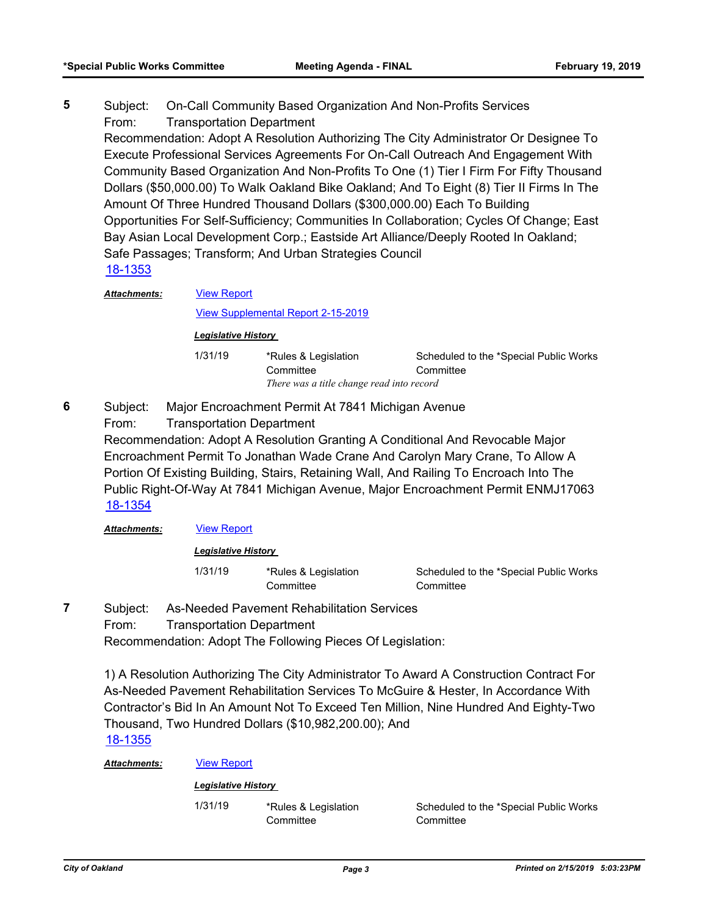**5** Subject: On-Call Community Based Organization And Non-Profits Services

From: Transportation Department

Recommendation: Adopt A Resolution Authorizing The City Administrator Or Designee To Execute Professional Services Agreements For On-Call Outreach And Engagement With Community Based Organization And Non-Profits To One (1) Tier I Firm For Fifty Thousand Dollars ($50,000.00) To Walk Oakland Bike Oakland; And To Eight (8) Tier II Firms In The Amount Of Three Hundred Thousand Dollars ($300,000.00) Each To Building Opportunities For Self-Sufficiency; Communities In Collaboration; Cycles Of Change; East Bay Asian Local Development Corp.; Eastside Art Alliance/Deeply Rooted In Oakland; Safe Passages; Transform; And Urban Strategies Council

18-1353

***Attachments:*** View Report

View Supplemental Report 2-15-2019

***Legislative History***

| | | |
|---|---|---|
| 1/31/19 | *Rules & Legislation Committee | Scheduled to the *Special Public Works Committee |
| | *There was a title change read into record* | |

**6** Subject: Major Encroachment Permit At 7841 Michigan Avenue

From: Transportation Department

Recommendation: Adopt A Resolution Granting A Conditional And Revocable Major Encroachment Permit To Jonathan Wade Crane And Carolyn Mary Crane, To Allow A Portion Of Existing Building, Stairs, Retaining Wall, And Railing To Encroach Into The Public Right-Of-Way At 7841 Michigan Avenue, Major Encroachment Permit ENMJ17063

18-1354

***Attachments:*** View Report

***Legislative History***

| | | |
|---|---|---|
| 1/31/19 | *Rules & Legislation Committee | Scheduled to the *Special Public Works Committee |

**7** Subject: As-Needed Pavement Rehabilitation Services

From: Transportation Department

Recommendation: Adopt The Following Pieces Of Legislation:

1) A Resolution Authorizing The City Administrator To Award A Construction Contract For As-Needed Pavement Rehabilitation Services To McGuire & Hester, In Accordance With Contractor's Bid In An Amount Not To Exceed Ten Million, Nine Hundred And Eighty-Two Thousand, Two Hundred Dollars ($10,982,200.00); And

18-1355

***Attachments:*** View Report

***Legislative History***

| | | |
|---|---|---|
| 1/31/19 | *Rules & Legislation Committee | Scheduled to the *Special Public Works Committee |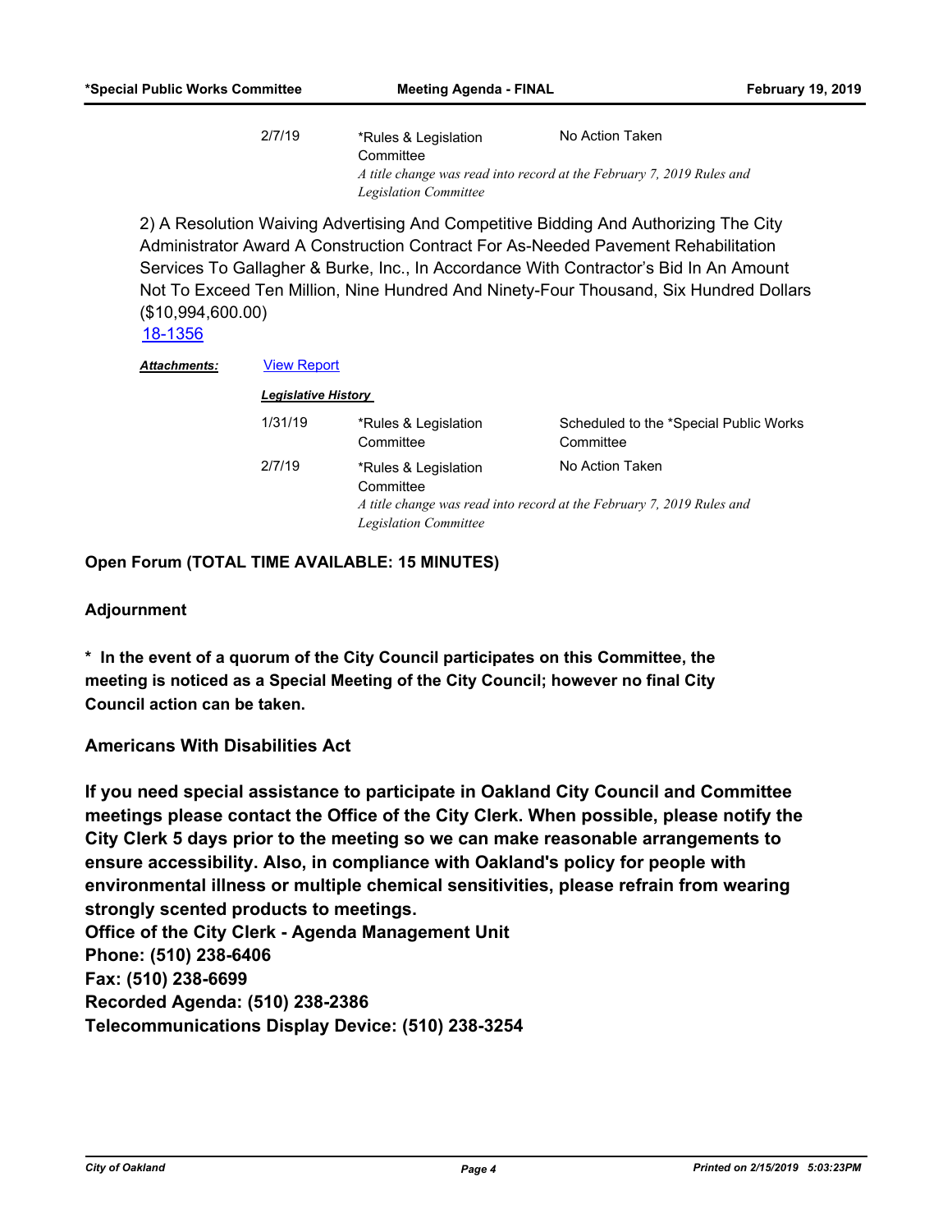| | | |
|---|---|---|
| 2/7/19 | *Rules & Legislation Committee | No Action Taken |
| | *A title change was read into record at the February 7, 2019 Rules and Legislation Committee* | |

2) A Resolution Waiving Advertising And Competitive Bidding And Authorizing The City Administrator Award A Construction Contract For As-Needed Pavement Rehabilitation Services To Gallagher & Burke, Inc., In Accordance With Contractor's Bid In An Amount Not To Exceed Ten Million, Nine Hundred And Ninety-Four Thousand, Six Hundred Dollars ($10,994,600.00)

18-1356

***Attachments:*** View Report

***Legislative History***

| | | |
|---|---|---|
| 1/31/19 | *Rules & Legislation Committee | Scheduled to the *Special Public Works Committee |
| 2/7/19 | *Rules & Legislation Committee | No Action Taken |
| | *A title change was read into record at the February 7, 2019 Rules and Legislation Committee* | |

**Open Forum (TOTAL TIME AVAILABLE: 15 MINUTES)**

**Adjournment**

**\* In the event of a quorum of the City Council participates on this Committee, the meeting is noticed as a Special Meeting of the City Council; however no final City Council action can be taken.**

**Americans With Disabilities Act**

**If you need special assistance to participate in Oakland City Council and Committee meetings please contact the Office of the City Clerk. When possible, please notify the City Clerk 5 days prior to the meeting so we can make reasonable arrangements to ensure accessibility. Also, in compliance with Oakland's policy for people with environmental illness or multiple chemical sensitivities, please refrain from wearing strongly scented products to meetings.**

**Office of the City Clerk - Agenda Management Unit**
**Phone: (510) 238-6406**
**Fax: (510) 238-6699**
**Recorded Agenda: (510) 238-2386**
**Telecommunications Display Device: (510) 238-3254**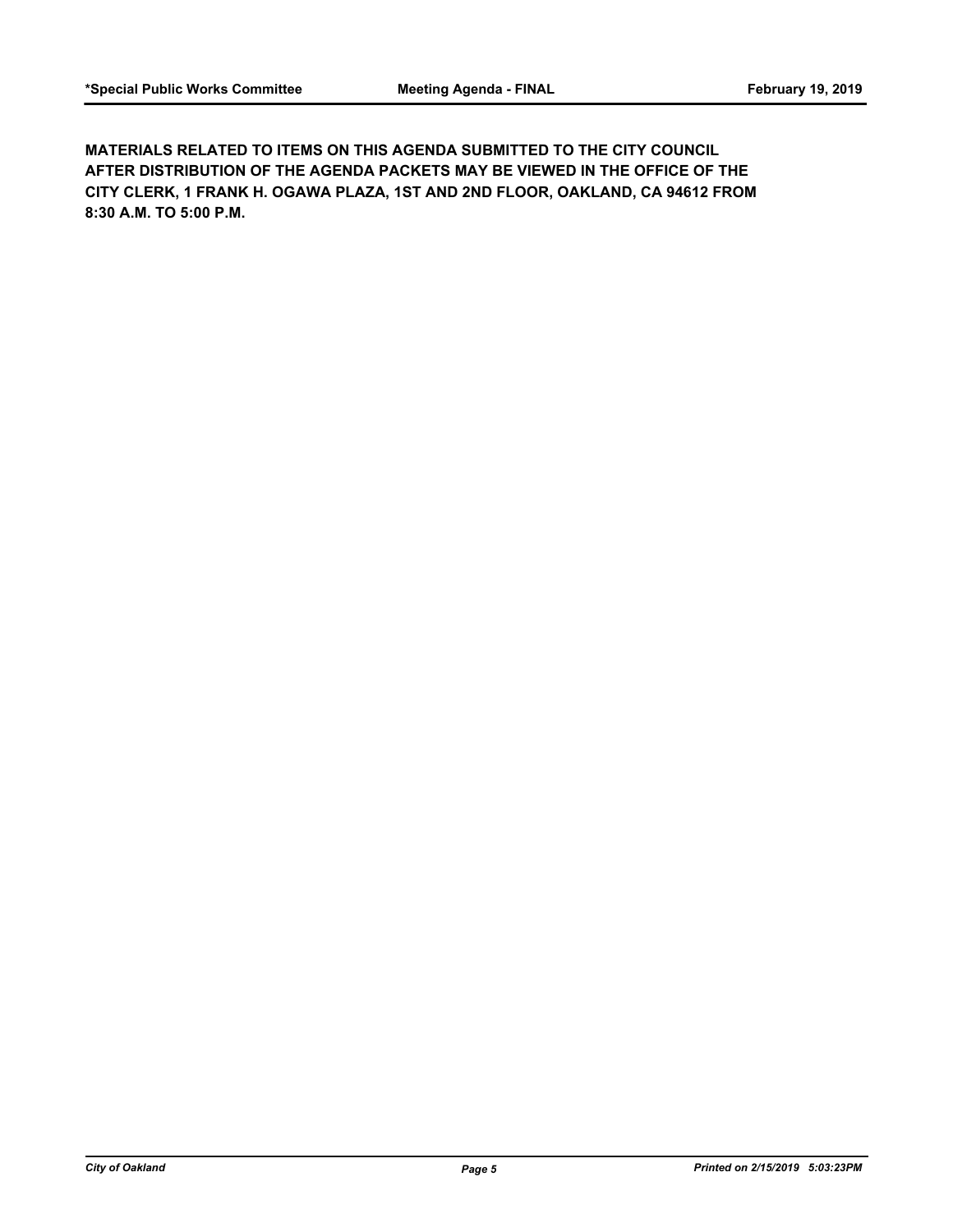**MATERIALS RELATED TO ITEMS ON THIS AGENDA SUBMITTED TO THE CITY COUNCIL AFTER DISTRIBUTION OF THE AGENDA PACKETS MAY BE VIEWED IN THE OFFICE OF THE CITY CLERK, 1 FRANK H. OGAWA PLAZA, 1ST AND 2ND FLOOR, OAKLAND, CA 94612 FROM 8:30 A.M. TO 5:00 P.M.**